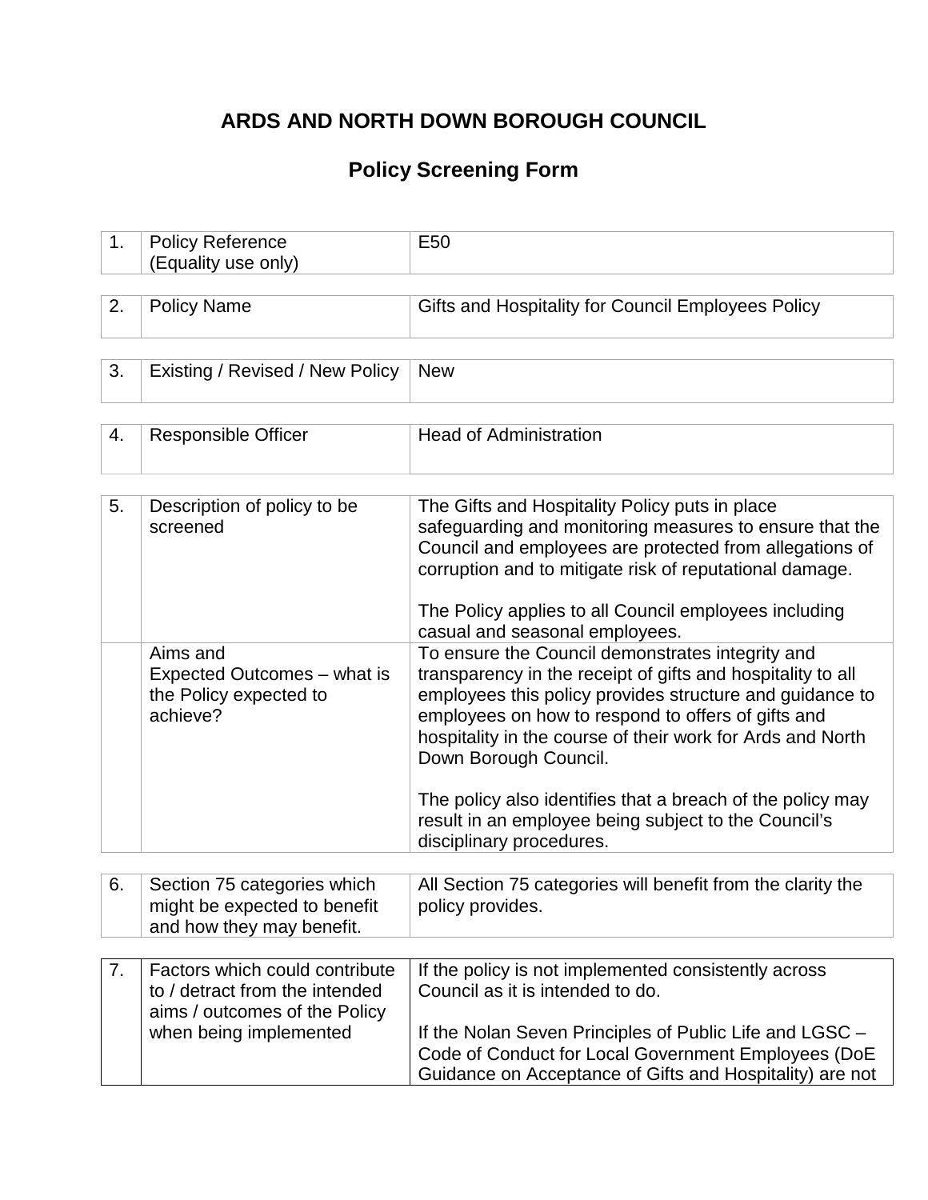# ARDS AND NORTH DOWN BOROUGH COUNCIL

## Policy Screening Form

| | | |
|---|---|---|
| 1. | Policy Reference (Equality use only) | E50 |

| | | |
|---|---|---|
| 2. | Policy Name | Gifts and Hospitality for Council Employees Policy |

| | | |
|---|---|---|
| 3. | Existing / Revised / New Policy | New |

| | | |
|---|---|---|
| 4. | Responsible Officer | Head of Administration |

| | | |
|---|---|---|
| 5. | Description of policy to be screened | The Gifts and Hospitality Policy puts in place safeguarding and monitoring measures to ensure that the Council and employees are protected from allegations of corruption and to mitigate risk of reputational damage.<br><br>The Policy applies to all Council employees including casual and seasonal employees. |
| | Aims and Expected Outcomes – what is the Policy expected to achieve? | To ensure the Council demonstrates integrity and transparency in the receipt of gifts and hospitality to all employees this policy provides structure and guidance to employees on how to respond to offers of gifts and hospitality in the course of their work for Ards and North Down Borough Council.<br><br>The policy also identifies that a breach of the policy may result in an employee being subject to the Council's disciplinary procedures. |

| | | |
|---|---|---|
| 6. | Section 75 categories which might be expected to benefit and how they may benefit. | All Section 75 categories will benefit from the clarity the policy provides. |

| | | |
|---|---|---|
| 7. | Factors which could contribute to / detract from the intended aims / outcomes of the Policy when being implemented | If the policy is not implemented consistently across Council as it is intended to do.<br><br>If the Nolan Seven Principles of Public Life and LGSC – Code of Conduct for Local Government Employees (DoE Guidance on Acceptance of Gifts and Hospitality) are not |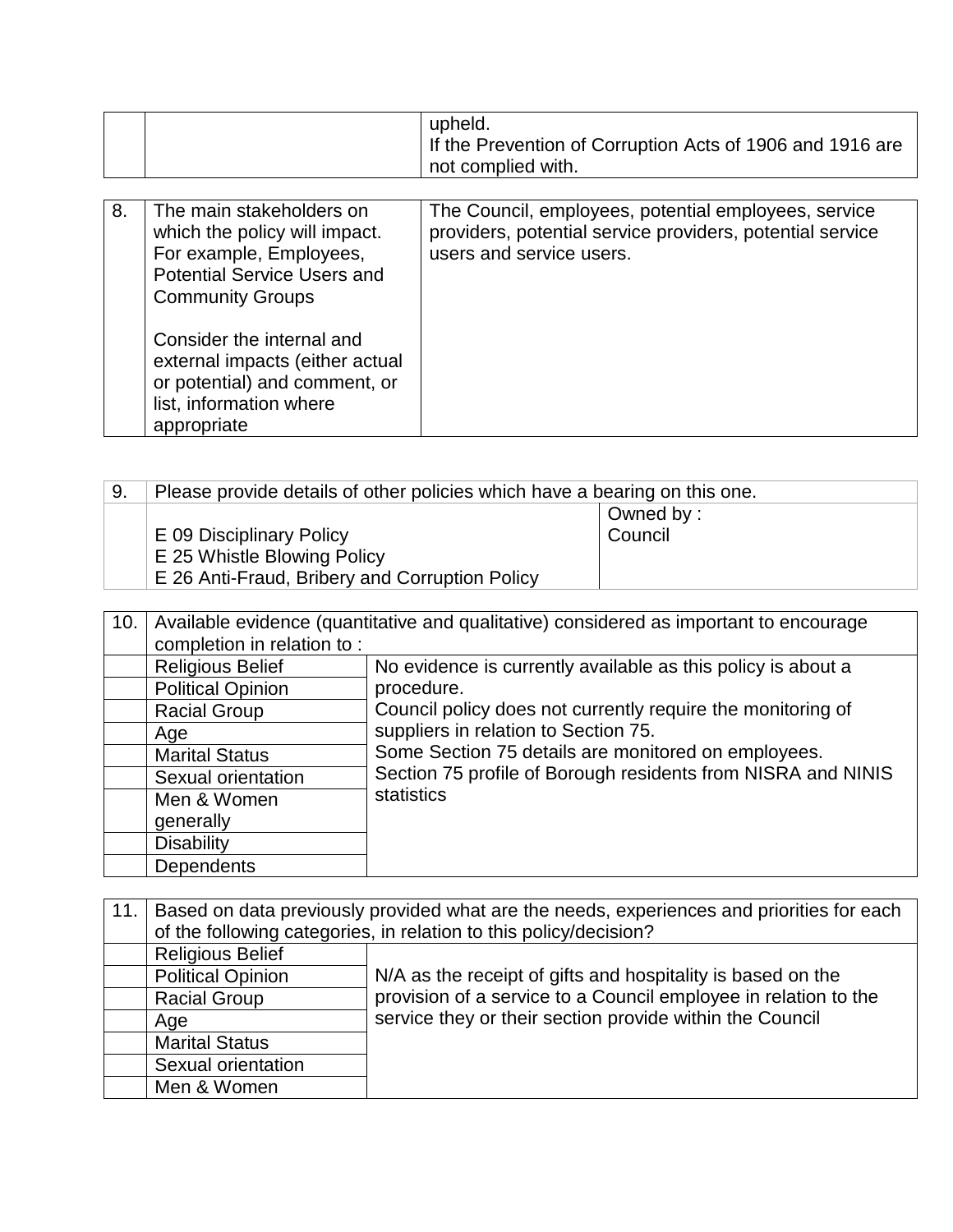|  |  | upheld.<br>If the Prevention of Corruption Acts of 1906 and 1916 are not complied with. |
|---|---|---|

| 8. | The main stakeholders on which the policy will impact. For example, Employees, Potential Service Users and Community Groups<br><br>Consider the internal and external impacts (either actual or potential) and comment, or list, information where appropriate | The Council, employees, potential employees, service providers, potential service providers, potential service users and service users. |
|---|---|---|

| 9. | Please provide details of other policies which have a bearing on this one. | |
|---|---|---|
|  | E 09 Disciplinary Policy<br>E 25 Whistle Blowing Policy<br>E 26 Anti-Fraud, Bribery and Corruption Policy | Owned by :<br>Council |

| 10. | Available evidence (quantitative and qualitative) considered as important to encourage completion in relation to : | |
|---|---|---|
|  | Religious Belief | No evidence is currently available as this policy is about a procedure.<br>Council policy does not currently require the monitoring of suppliers in relation to Section 75.<br>Some Section 75 details are monitored on employees.<br>Section 75 profile of Borough residents from NISRA and NINIS statistics |
|  | Political Opinion | |
|  | Racial Group | |
|  | Age | |
|  | Marital Status | |
|  | Sexual orientation | |
|  | Men & Women generally | |
|  | Disability | |
|  | Dependents | |

| 11. | Based on data previously provided what are the needs, experiences and priorities for each of the following categories, in relation to this policy/decision? | |
|---|---|---|
|  | Religious Belief | N/A as the receipt of gifts and hospitality is based on the provision of a service to a Council employee in relation to the service they or their section provide within the Council |
|  | Political Opinion | |
|  | Racial Group | |
|  | Age | |
|  | Marital Status | |
|  | Sexual orientation | |
|  | Men & Women | |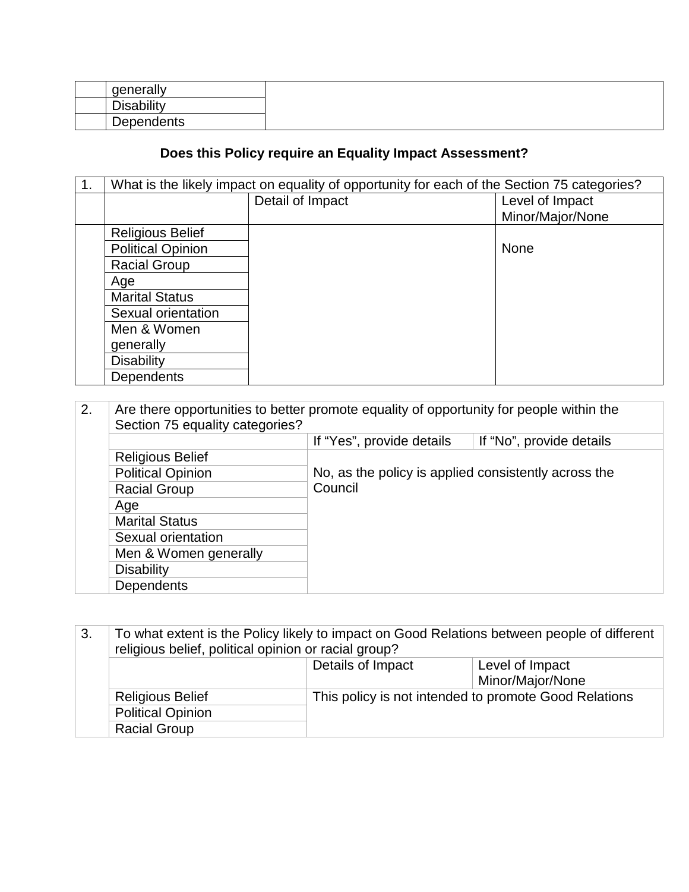| | | |
|---|---|---|
| | generally | |
| | Disability | |
| | Dependents | |

**Does this Policy require an Equality Impact Assessment?**

| 1. | What is the likely impact on equality of opportunity for each of the Section 75 categories? | | |
|---|---|---|---|
| | | Detail of Impact | Level of Impact Minor/Major/None |
| | Religious Belief | | None |
| | Political Opinion | | |
| | Racial Group | | |
| | Age | | |
| | Marital Status | | |
| | Sexual orientation | | |
| | Men & Women generally | | |
| | Disability | | |
| | Dependents | | |

| 2. | Are there opportunities to better promote equality of opportunity for people within the Section 75 equality categories? | | |
|---|---|---|---|
| | | If "Yes", provide details | If "No", provide details |
| | Religious Belief | No, as the policy is applied consistently across the Council | |
| | Political Opinion | | |
| | Racial Group | | |
| | Age | | |
| | Marital Status | | |
| | Sexual orientation | | |
| | Men & Women generally | | |
| | Disability | | |
| | Dependents | | |

| 3. | To what extent is the Policy likely to impact on Good Relations between people of different religious belief, political opinion or racial group? | | |
|---|---|---|---|
| | | Details of Impact | Level of Impact Minor/Major/None |
| | Religious Belief | This policy is not intended to promote Good Relations | |
| | Political Opinion | | |
| | Racial Group | | |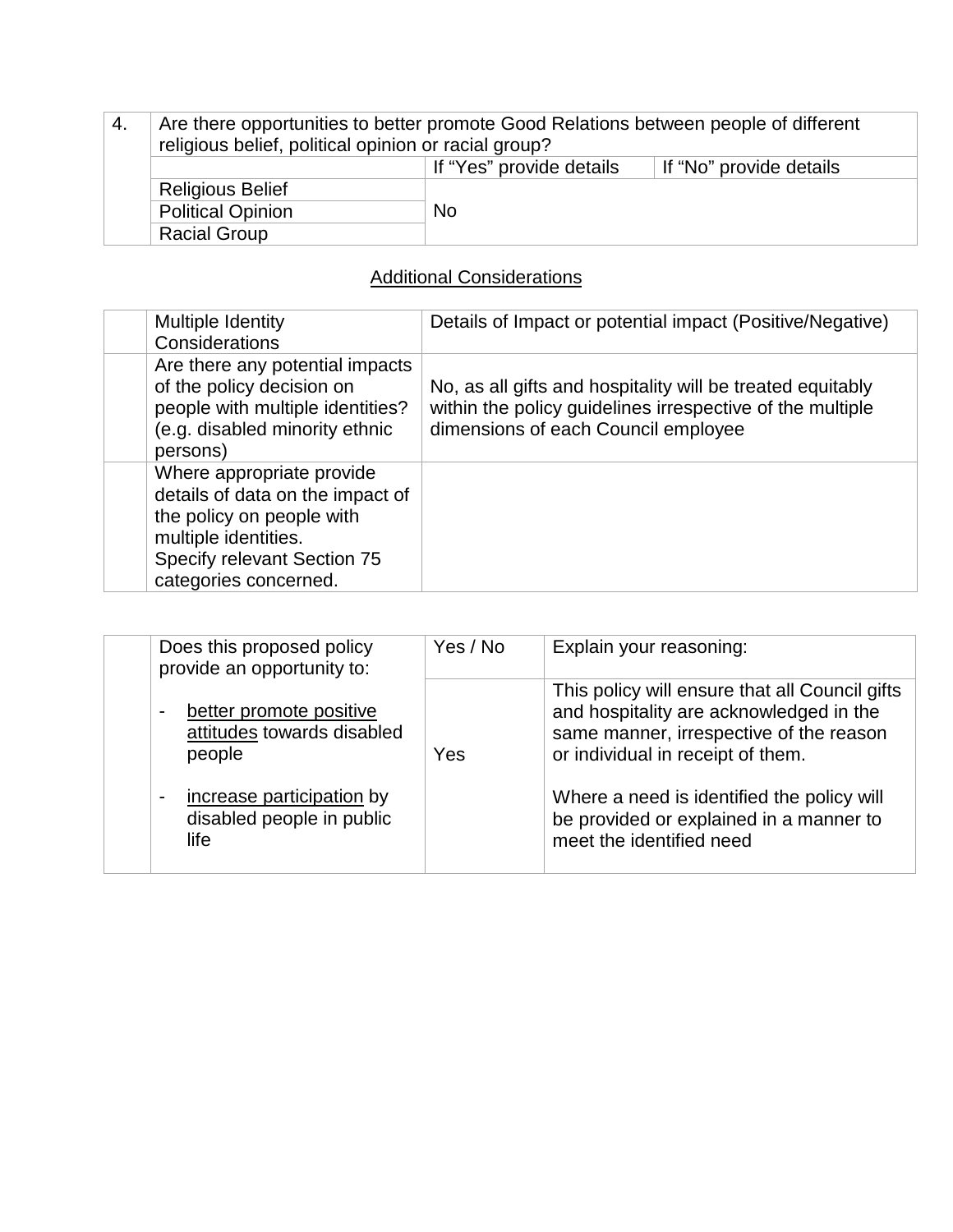| 4. | Are there opportunities to better promote Good Relations between people of different religious belief, political opinion or racial group? | | |
|---|---|---|---|
| | | If "Yes" provide details | If "No" provide details |
| | Religious Belief | No | |
| | Political Opinion | | |
| | Racial Group | | |

## Additional Considerations

| | Multiple Identity Considerations | Details of Impact or potential impact (Positive/Negative) |
|---|---|---|
| | Are there any potential impacts of the policy decision on people with multiple identities? (e.g. disabled minority ethnic persons) | No, as all gifts and hospitality will be treated equitably within the policy guidelines irrespective of the multiple dimensions of each Council employee |
| | Where appropriate provide details of data on the impact of the policy on people with multiple identities. Specify relevant Section 75 categories concerned. | |

| | Does this proposed policy provide an opportunity to: | Yes / No | Explain your reasoning: |
|---|---|---|---|
| | - <u>better promote positive attitudes</u> towards disabled people<br><br>- <u>increase participation</u> by disabled people in public life | Yes | This policy will ensure that all Council gifts and hospitality are acknowledged in the same manner, irrespective of the reason or individual in receipt of them.<br><br>Where a need is identified the policy will be provided or explained in a manner to meet the identified need |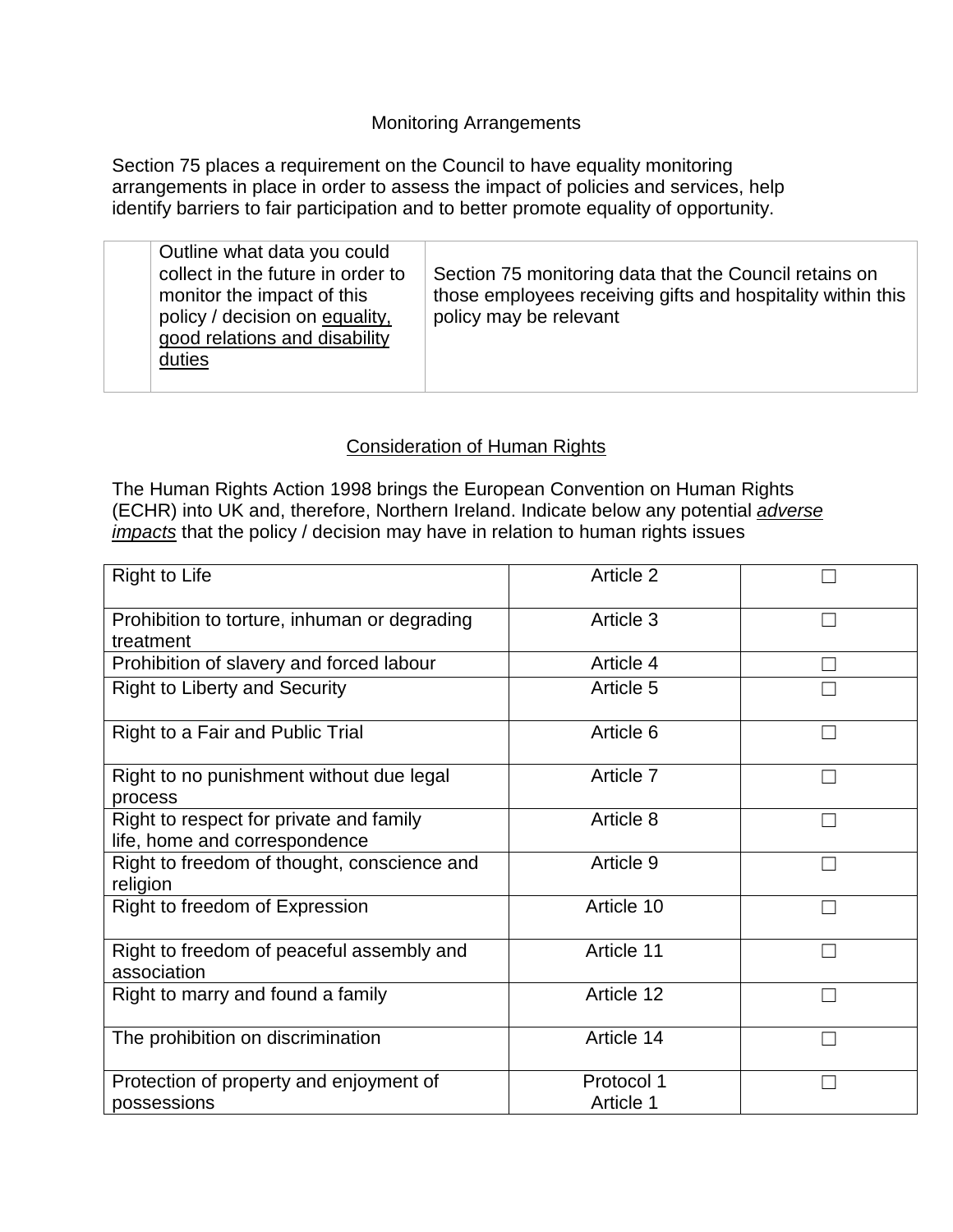Monitoring Arrangements

Section 75 places a requirement on the Council to have equality monitoring arrangements in place in order to assess the impact of policies and services, help identify barriers to fair participation and to better promote equality of opportunity.

| | | |
|---|---|---|
| | Outline what data you could collect in the future in order to monitor the impact of this policy / decision on <u>equality, good relations and disability duties</u> | Section 75 monitoring data that the Council retains on those employees receiving gifts and hospitality within this policy may be relevant |

<u>Consideration of Human Rights</u>

The Human Rights Action 1998 brings the European Convention on Human Rights (ECHR) into UK and, therefore, Northern Ireland. Indicate below any potential <u>*adverse impacts*</u> that the policy / decision may have in relation to human rights issues

| | | |
|---|---|---|
| Right to Life | Article 2 | ☐ |
| Prohibition to torture, inhuman or degrading treatment | Article 3 | ☐ |
| Prohibition of slavery and forced labour | Article 4 | ☐ |
| Right to Liberty and Security | Article 5 | ☐ |
| Right to a Fair and Public Trial | Article 6 | ☐ |
| Right to no punishment without due legal process | Article 7 | ☐ |
| Right to respect for private and family life, home and correspondence | Article 8 | ☐ |
| Right to freedom of thought, conscience and religion | Article 9 | ☐ |
| Right to freedom of Expression | Article 10 | ☐ |
| Right to freedom of peaceful assembly and association | Article 11 | ☐ |
| Right to marry and found a family | Article 12 | ☐ |
| The prohibition on discrimination | Article 14 | ☐ |
| Protection of property and enjoyment of possessions | Protocol 1 Article 1 | ☐ |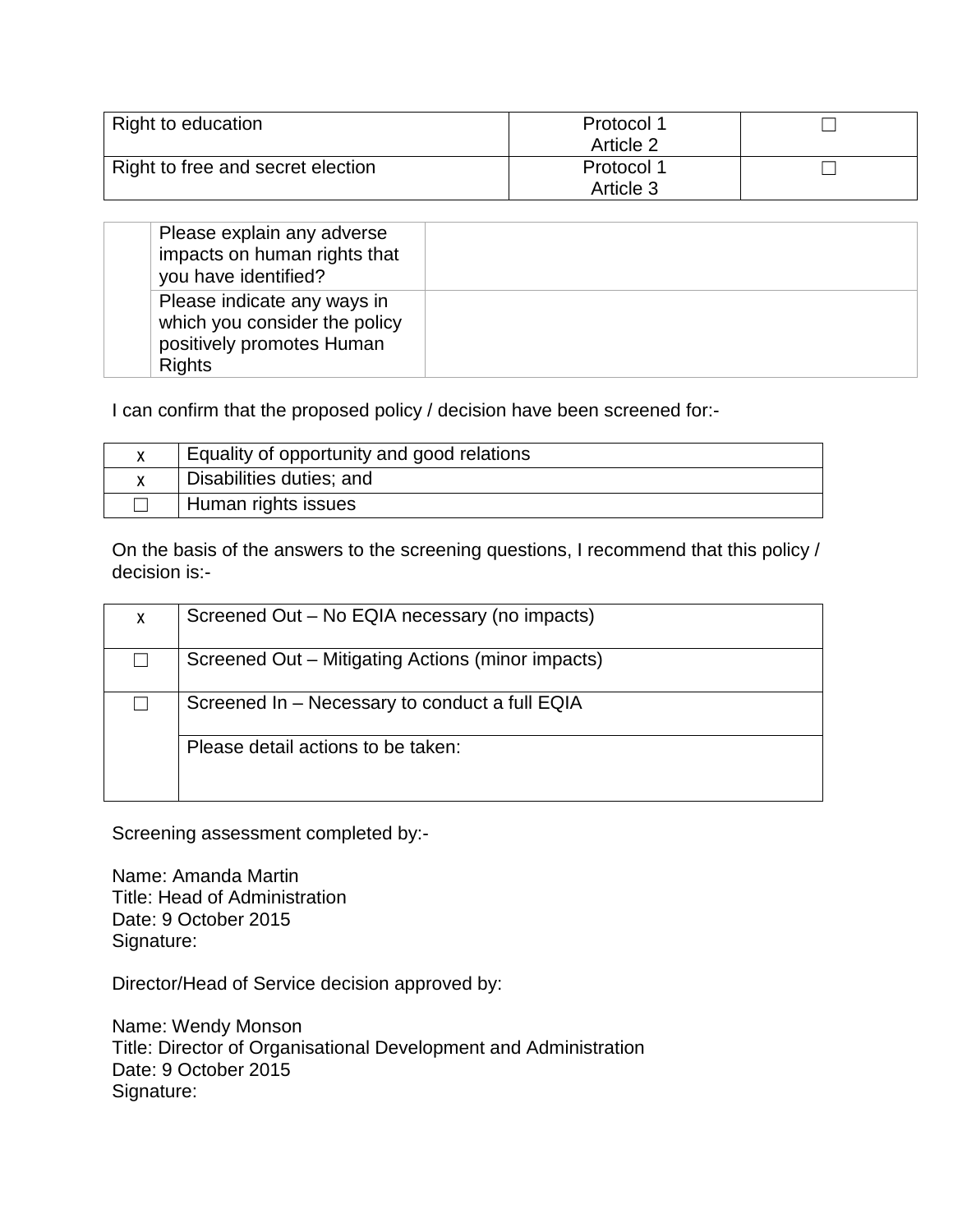| Right to education | Protocol 1 Article 2 | ☐ |
|---|---|---|
| Right to free and secret election | Protocol 1 Article 3 | ☐ |

| | Please explain any adverse impacts on human rights that you have identified? | |
|---|---|---|
| | Please indicate any ways in which you consider the policy positively promotes Human Rights | |

I can confirm that the proposed policy / decision have been screened for:-

| x | Equality of opportunity and good relations |
|---|---|
| x | Disabilities duties; and |
| ☐ | Human rights issues |

On the basis of the answers to the screening questions, I recommend that this policy / decision is:-

| x | Screened Out – No EQIA necessary (no impacts) |
|---|---|
| ☐ | Screened Out – Mitigating Actions (minor impacts) |
| ☐ | Screened In – Necessary to conduct a full EQIA |
| | Please detail actions to be taken: |

Screening assessment completed by:-

Name: Amanda Martin
Title: Head of Administration
Date: 9 October 2015
Signature:

Director/Head of Service decision approved by:

Name: Wendy Monson
Title: Director of Organisational Development and Administration
Date: 9 October 2015
Signature: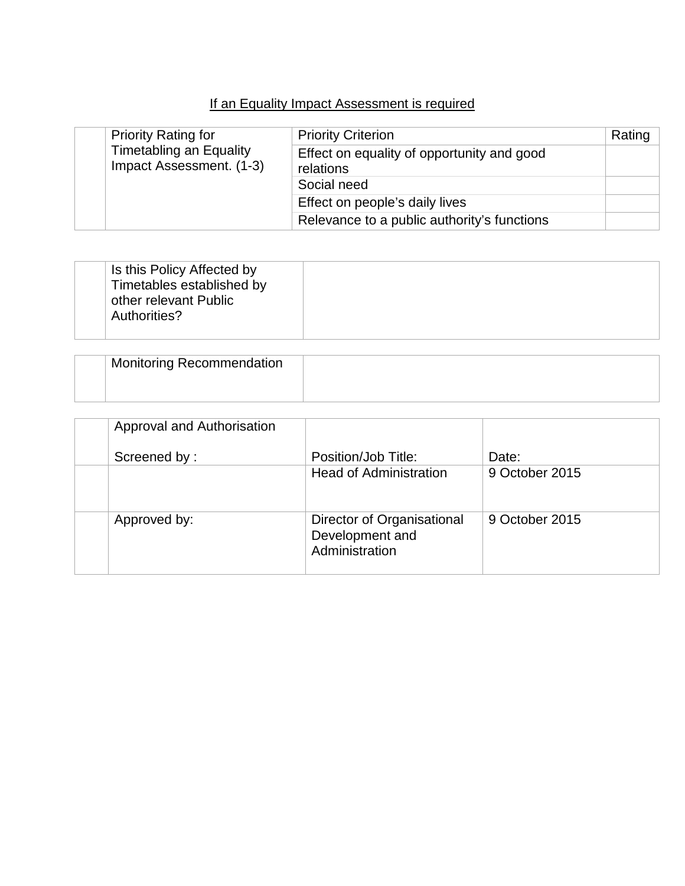If an Equality Impact Assessment is required

| | | | |
|---|---|---|---|
| | Priority Rating for Timetabling an Equality Impact Assessment. (1-3) | Priority Criterion | Rating |
| | | Effect on equality of opportunity and good relations | |
| | | Social need | |
| | | Effect on people's daily lives | |
| | | Relevance to a public authority's functions | |

| | | |
|---|---|---|
| | Is this Policy Affected by Timetables established by other relevant Public Authorities? | |

| | | |
|---|---|---|
| | Monitoring Recommendation | |

| | | | |
|---|---|---|---|
| | Approval and Authorisation<br><br>Screened by : | Position/Job Title: | Date: |
| | | Head of Administration | 9 October 2015 |
| | Approved by: | Director of Organisational Development and Administration | 9 October 2015 |